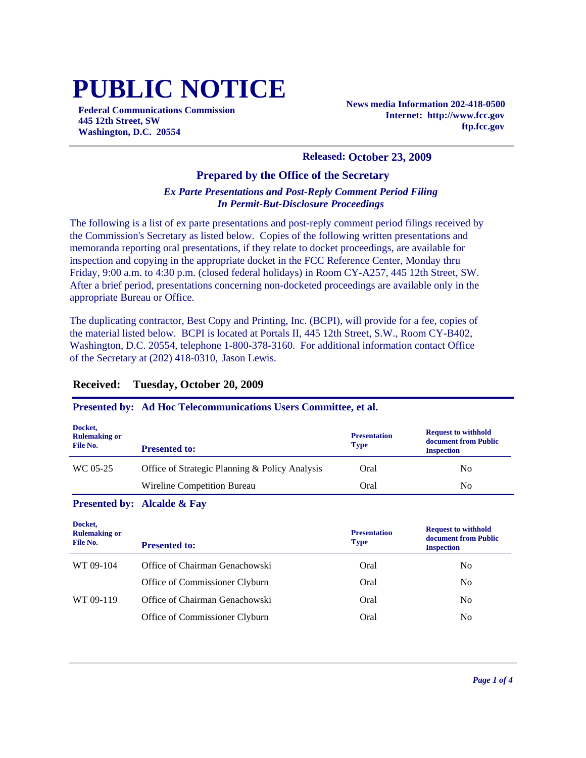# PUBLIC NOTICE

**Federal Communications Commission**
**445 12th Street, SW**
**Washington, D.C. 20554**

**News media Information 202-418-0500**
**Internet: http://www.fcc.gov**
**ftp.fcc.gov**

**Released: October 23, 2009**

### Prepared by the Office of the Secretary

***Ex Parte Presentations and Post-Reply Comment Period Filing In Permit-But-Disclosure Proceedings***

The following is a list of ex parte presentations and post-reply comment period filings received by the Commission's Secretary as listed below. Copies of the following written presentations and memoranda reporting oral presentations, if they relate to docket proceedings, are available for inspection and copying in the appropriate docket in the FCC Reference Center, Monday thru Friday, 9:00 a.m. to 4:30 p.m. (closed federal holidays) in Room CY-A257, 445 12th Street, SW. After a brief period, presentations concerning non-docketed proceedings are available only in the appropriate Bureau or Office.

The duplicating contractor, Best Copy and Printing, Inc. (BCPI), will provide for a fee, copies of the material listed below. BCPI is located at Portals II, 445 12th Street, S.W., Room CY-B402, Washington, D.C. 20554, telephone 1-800-378-3160. For additional information contact Office of the Secretary at (202) 418-0310, Jason Lewis.

## Received: Tuesday, October 20, 2009

**Presented by: Ad Hoc Telecommunications Users Committee, et al.**

| Docket, Rulemaking or File No. | Presented to: | Presentation Type | Request to withhold document from Public Inspection |
|---|---|---|---|
| WC 05-25 | Office of Strategic Planning & Policy Analysis | Oral | No |
| | Wireline Competition Bureau | Oral | No |

**Presented by: Alcalde & Fay**

| Docket, Rulemaking or File No. | Presented to: | Presentation Type | Request to withhold document from Public Inspection |
|---|---|---|---|
| WT 09-104 | Office of Chairman Genachowski | Oral | No |
| | Office of Commissioner Clyburn | Oral | No |
| WT 09-119 | Office of Chairman Genachowski | Oral | No |
| | Office of Commissioner Clyburn | Oral | No |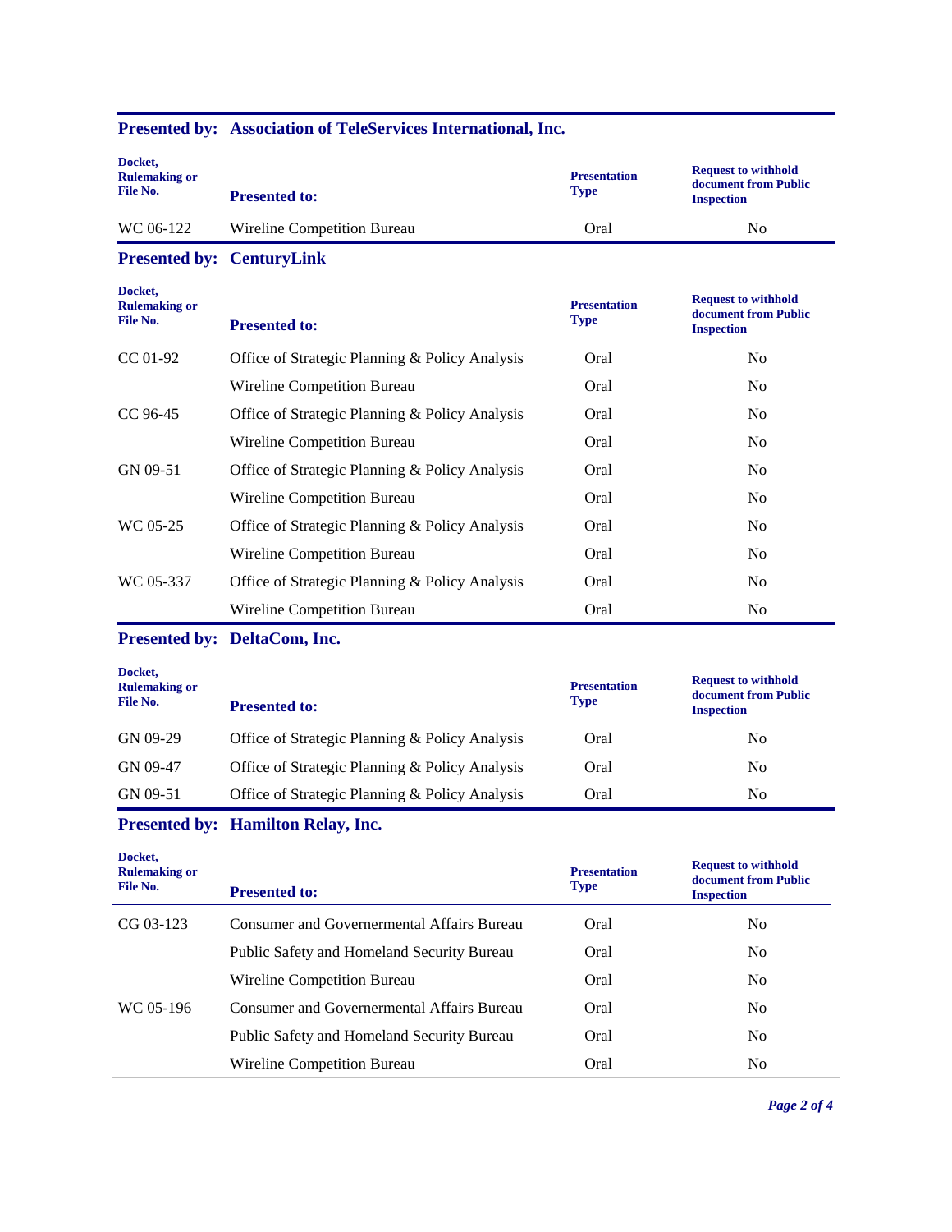**Presented by: Association of TeleServices International, Inc.**

| Docket, Rulemaking or File No. | Presented to: | Presentation Type | Request to withhold document from Public Inspection |
|---|---|---|---|
| WC 06-122 | Wireline Competition Bureau | Oral | No |

**Presented by: CenturyLink**

| Docket, Rulemaking or File No. | Presented to: | Presentation Type | Request to withhold document from Public Inspection |
|---|---|---|---|
| CC 01-92 | Office of Strategic Planning & Policy Analysis | Oral | No |
| | Wireline Competition Bureau | Oral | No |
| CC 96-45 | Office of Strategic Planning & Policy Analysis | Oral | No |
| | Wireline Competition Bureau | Oral | No |
| GN 09-51 | Office of Strategic Planning & Policy Analysis | Oral | No |
| | Wireline Competition Bureau | Oral | No |
| WC 05-25 | Office of Strategic Planning & Policy Analysis | Oral | No |
| | Wireline Competition Bureau | Oral | No |
| WC 05-337 | Office of Strategic Planning & Policy Analysis | Oral | No |
| | Wireline Competition Bureau | Oral | No |

**Presented by: DeltaCom, Inc.**

| Docket, Rulemaking or File No. | Presented to: | Presentation Type | Request to withhold document from Public Inspection |
|---|---|---|---|
| GN 09-29 | Office of Strategic Planning & Policy Analysis | Oral | No |
| GN 09-47 | Office of Strategic Planning & Policy Analysis | Oral | No |
| GN 09-51 | Office of Strategic Planning & Policy Analysis | Oral | No |

**Presented by: Hamilton Relay, Inc.**

| Docket, Rulemaking or File No. | Presented to: | Presentation Type | Request to withhold document from Public Inspection |
|---|---|---|---|
| CG 03-123 | Consumer and Governermental Affairs Bureau | Oral | No |
| | Public Safety and Homeland Security Bureau | Oral | No |
| | Wireline Competition Bureau | Oral | No |
| WC 05-196 | Consumer and Governermental Affairs Bureau | Oral | No |
| | Public Safety and Homeland Security Bureau | Oral | No |
| | Wireline Competition Bureau | Oral | No |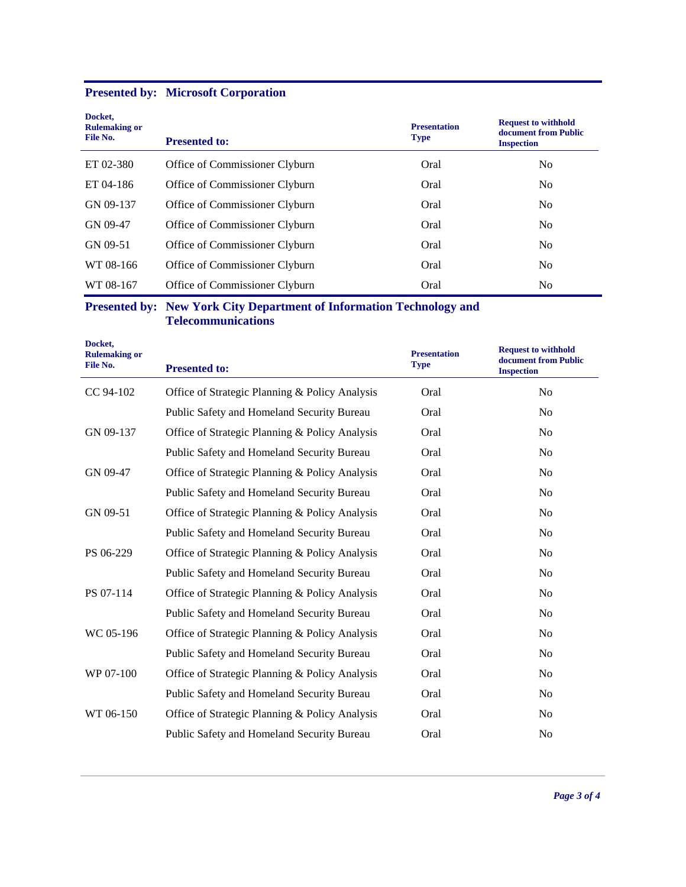**Presented by: Microsoft Corporation**

| Docket, Rulemaking or File No. | Presented to: | Presentation Type | Request to withhold document from Public Inspection |
|---|---|---|---|
| ET 02-380 | Office of Commissioner Clyburn | Oral | No |
| ET 04-186 | Office of Commissioner Clyburn | Oral | No |
| GN 09-137 | Office of Commissioner Clyburn | Oral | No |
| GN 09-47 | Office of Commissioner Clyburn | Oral | No |
| GN 09-51 | Office of Commissioner Clyburn | Oral | No |
| WT 08-166 | Office of Commissioner Clyburn | Oral | No |
| WT 08-167 | Office of Commissioner Clyburn | Oral | No |

**Presented by: New York City Department of Information Technology and Telecommunications**

| Docket, Rulemaking or File No. | Presented to: | Presentation Type | Request to withhold document from Public Inspection |
|---|---|---|---|
| CC 94-102 | Office of Strategic Planning & Policy Analysis | Oral | No |
| | Public Safety and Homeland Security Bureau | Oral | No |
| GN 09-137 | Office of Strategic Planning & Policy Analysis | Oral | No |
| | Public Safety and Homeland Security Bureau | Oral | No |
| GN 09-47 | Office of Strategic Planning & Policy Analysis | Oral | No |
| | Public Safety and Homeland Security Bureau | Oral | No |
| GN 09-51 | Office of Strategic Planning & Policy Analysis | Oral | No |
| | Public Safety and Homeland Security Bureau | Oral | No |
| PS 06-229 | Office of Strategic Planning & Policy Analysis | Oral | No |
| | Public Safety and Homeland Security Bureau | Oral | No |
| PS 07-114 | Office of Strategic Planning & Policy Analysis | Oral | No |
| | Public Safety and Homeland Security Bureau | Oral | No |
| WC 05-196 | Office of Strategic Planning & Policy Analysis | Oral | No |
| | Public Safety and Homeland Security Bureau | Oral | No |
| WP 07-100 | Office of Strategic Planning & Policy Analysis | Oral | No |
| | Public Safety and Homeland Security Bureau | Oral | No |
| WT 06-150 | Office of Strategic Planning & Policy Analysis | Oral | No |
| | Public Safety and Homeland Security Bureau | Oral | No |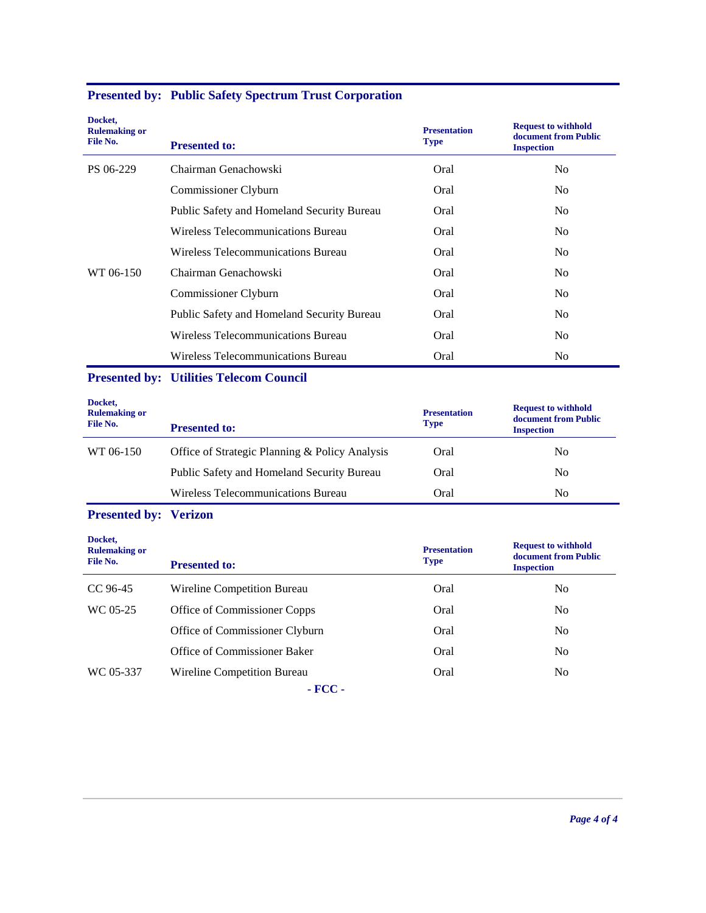**Presented by: Public Safety Spectrum Trust Corporation**

| Docket, Rulemaking or File No. | Presented to: | Presentation Type | Request to withhold document from Public Inspection |
|---|---|---|---|
| PS 06-229 | Chairman Genachowski | Oral | No |
| | Commissioner Clyburn | Oral | No |
| | Public Safety and Homeland Security Bureau | Oral | No |
| | Wireless Telecommunications Bureau | Oral | No |
| | Wireless Telecommunications Bureau | Oral | No |
| WT 06-150 | Chairman Genachowski | Oral | No |
| | Commissioner Clyburn | Oral | No |
| | Public Safety and Homeland Security Bureau | Oral | No |
| | Wireless Telecommunications Bureau | Oral | No |
| | Wireless Telecommunications Bureau | Oral | No |

**Presented by: Utilities Telecom Council**

| Docket, Rulemaking or File No. | Presented to: | Presentation Type | Request to withhold document from Public Inspection |
|---|---|---|---|
| WT 06-150 | Office of Strategic Planning & Policy Analysis | Oral | No |
| | Public Safety and Homeland Security Bureau | Oral | No |
| | Wireless Telecommunications Bureau | Oral | No |

**Presented by: Verizon**

| Docket, Rulemaking or File No. | Presented to: | Presentation Type | Request to withhold document from Public Inspection |
|---|---|---|---|
| CC 96-45 | Wireline Competition Bureau | Oral | No |
| WC 05-25 | Office of Commissioner Copps | Oral | No |
| | Office of Commissioner Clyburn | Oral | No |
| | Office of Commissioner Baker | Oral | No |
| WC 05-337 | Wireline Competition Bureau | Oral | No |

**- FCC -**